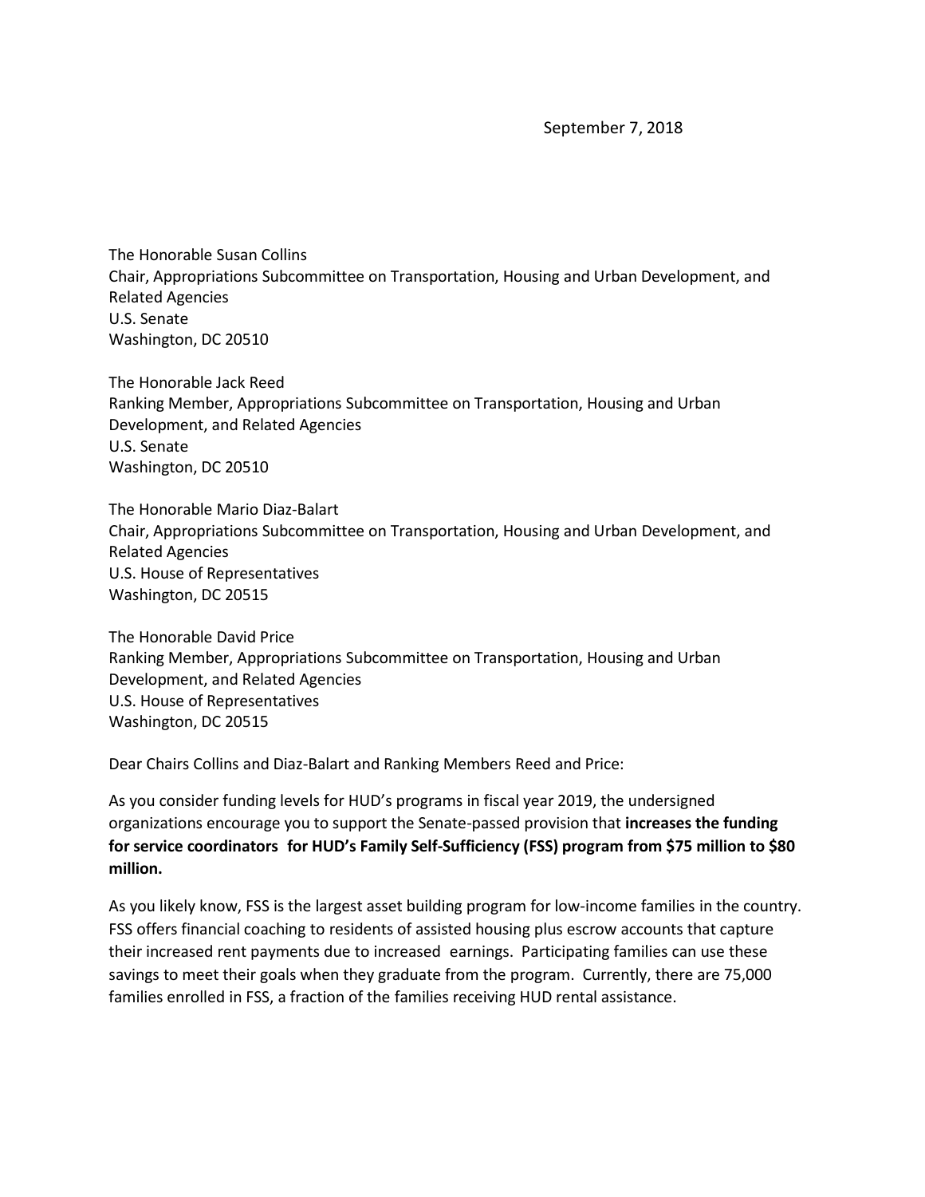September 7, 2018

The Honorable Susan Collins
Chair, Appropriations Subcommittee on Transportation, Housing and Urban Development, and Related Agencies
U.S. Senate
Washington, DC 20510

The Honorable Jack Reed
Ranking Member, Appropriations Subcommittee on Transportation, Housing and Urban Development, and Related Agencies
U.S. Senate
Washington, DC 20510

The Honorable Mario Diaz-Balart
Chair, Appropriations Subcommittee on Transportation, Housing and Urban Development, and Related Agencies
U.S. House of Representatives
Washington, DC 20515

The Honorable David Price
Ranking Member, Appropriations Subcommittee on Transportation, Housing and Urban Development, and Related Agencies
U.S. House of Representatives
Washington, DC 20515

Dear Chairs Collins and Diaz-Balart and Ranking Members Reed and Price:

As you consider funding levels for HUD's programs in fiscal year 2019, the undersigned organizations encourage you to support the Senate-passed provision that **increases the funding for service coordinators for HUD's Family Self-Sufficiency (FSS) program from $75 million to $80 million.**

As you likely know, FSS is the largest asset building program for low-income families in the country. FSS offers financial coaching to residents of assisted housing plus escrow accounts that capture their increased rent payments due to increased earnings. Participating families can use these savings to meet their goals when they graduate from the program. Currently, there are 75,000 families enrolled in FSS, a fraction of the families receiving HUD rental assistance.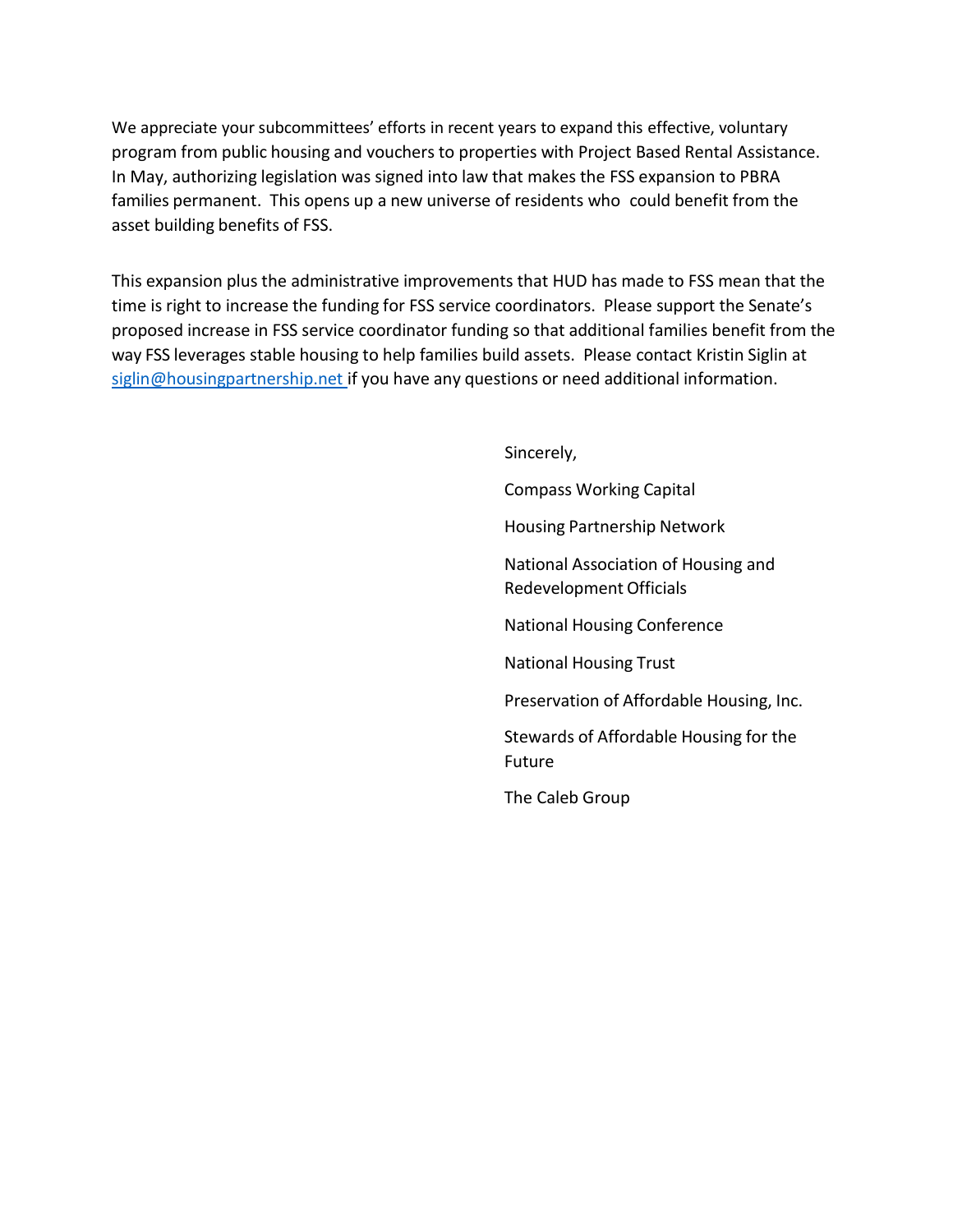We appreciate your subcommittees' efforts in recent years to expand this effective, voluntary program from public housing and vouchers to properties with Project Based Rental Assistance. In May, authorizing legislation was signed into law that makes the FSS expansion to PBRA families permanent. This opens up a new universe of residents who could benefit from the asset building benefits of FSS.

This expansion plus the administrative improvements that HUD has made to FSS mean that the time is right to increase the funding for FSS service coordinators. Please support the Senate's proposed increase in FSS service coordinator funding so that additional families benefit from the way FSS leverages stable housing to help families build assets. Please contact Kristin Siglin at siglin@housingpartnership.net if you have any questions or need additional information.

Sincerely,

Compass Working Capital

Housing Partnership Network

National Association of Housing and Redevelopment Officials

National Housing Conference

National Housing Trust

Preservation of Affordable Housing, Inc.

Stewards of Affordable Housing for the Future

The Caleb Group